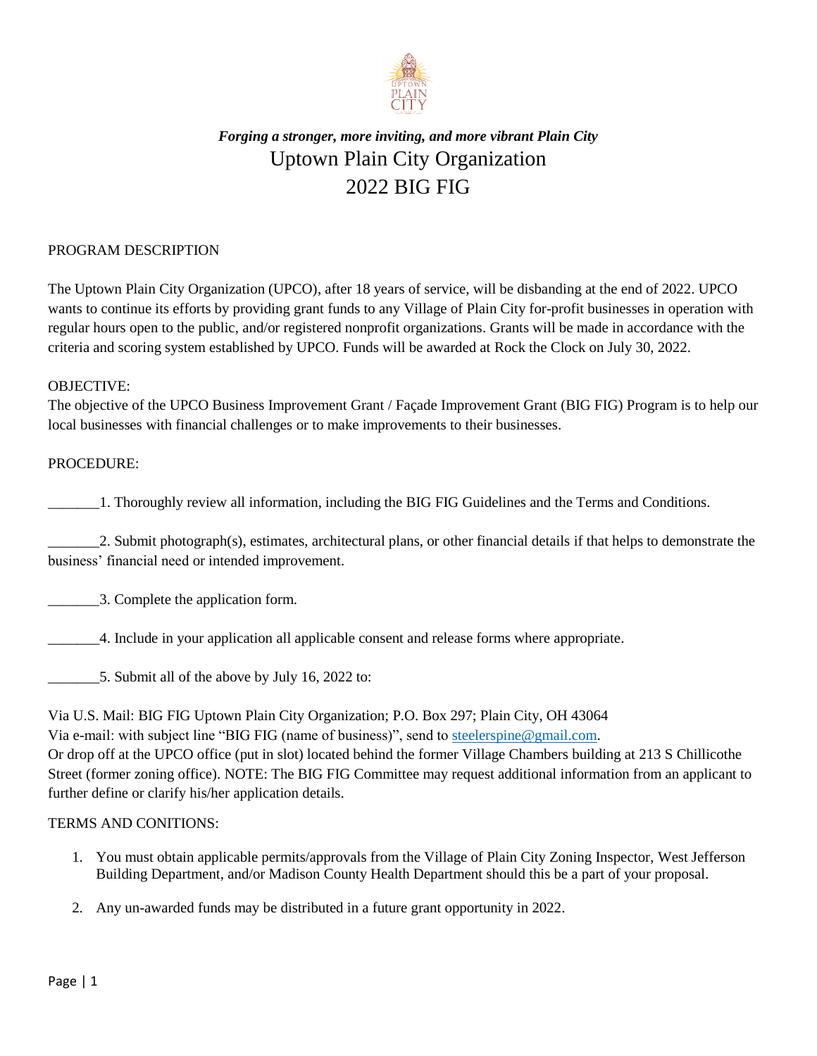***Forging a stronger, more inviting, and more vibrant Plain City***

# Uptown Plain City Organization

# 2022 BIG FIG

PROGRAM DESCRIPTION

The Uptown Plain City Organization (UPCO), after 18 years of service, will be disbanding at the end of 2022. UPCO wants to continue its efforts by providing grant funds to any Village of Plain City for-profit businesses in operation with regular hours open to the public, and/or registered nonprofit organizations. Grants will be made in accordance with the criteria and scoring system established by UPCO. Funds will be awarded at Rock the Clock on July 30, 2022.

OBJECTIVE:

The objective of the UPCO Business Improvement Grant / Façade Improvement Grant (BIG FIG) Program is to help our local businesses with financial challenges or to make improvements to their businesses.

PROCEDURE:

_______1. Thoroughly review all information, including the BIG FIG Guidelines and the Terms and Conditions.

_______2. Submit photograph(s), estimates, architectural plans, or other financial details if that helps to demonstrate the business' financial need or intended improvement.

_______3. Complete the application form.

_______4. Include in your application all applicable consent and release forms where appropriate.

_______5. Submit all of the above by July 16, 2022 to:

Via U.S. Mail: BIG FIG Uptown Plain City Organization; P.O. Box 297; Plain City, OH 43064
Via e-mail: with subject line "BIG FIG (name of business)", send to steelerspine@gmail.com.
Or drop off at the UPCO office (put in slot) located behind the former Village Chambers building at 213 S Chillicothe Street (former zoning office). NOTE: The BIG FIG Committee may request additional information from an applicant to further define or clarify his/her application details.

TERMS AND CONITIONS:

1. You must obtain applicable permits/approvals from the Village of Plain City Zoning Inspector, West Jefferson Building Department, and/or Madison County Health Department should this be a part of your proposal.

2. Any un-awarded funds may be distributed in a future grant opportunity in 2022.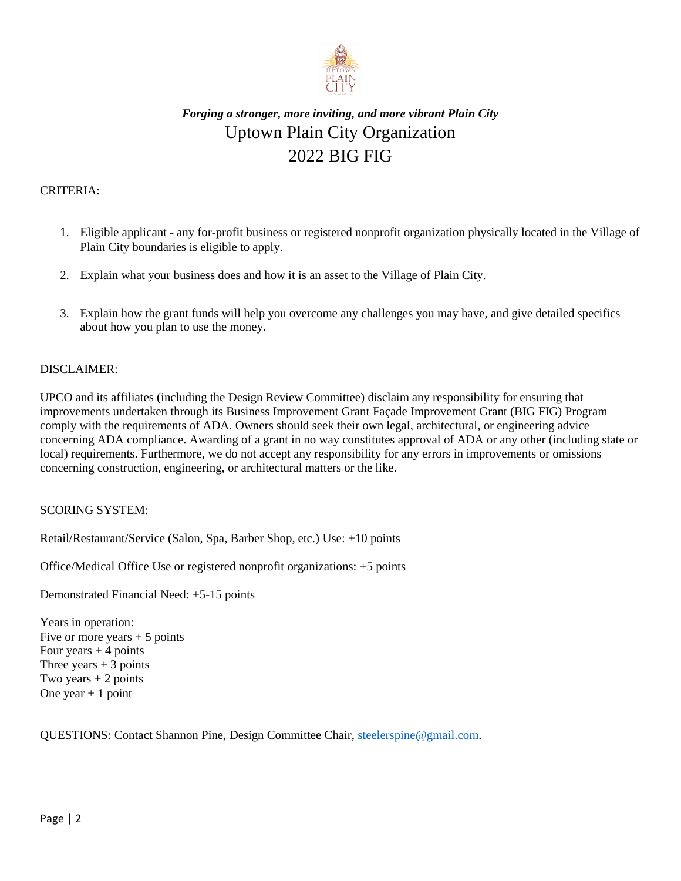***Forging a stronger, more inviting, and more vibrant Plain City***

# Uptown Plain City Organization

# 2022 BIG FIG

CRITERIA:

1. Eligible applicant - any for-profit business or registered nonprofit organization physically located in the Village of Plain City boundaries is eligible to apply.

2. Explain what your business does and how it is an asset to the Village of Plain City.

3. Explain how the grant funds will help you overcome any challenges you may have, and give detailed specifics about how you plan to use the money.

DISCLAIMER:

UPCO and its affiliates (including the Design Review Committee) disclaim any responsibility for ensuring that improvements undertaken through its Business Improvement Grant Façade Improvement Grant (BIG FIG) Program comply with the requirements of ADA. Owners should seek their own legal, architectural, or engineering advice concerning ADA compliance. Awarding of a grant in no way constitutes approval of ADA or any other (including state or local) requirements. Furthermore, we do not accept any responsibility for any errors in improvements or omissions concerning construction, engineering, or architectural matters or the like.

SCORING SYSTEM:

Retail/Restaurant/Service (Salon, Spa, Barber Shop, etc.) Use: +10 points

Office/Medical Office Use or registered nonprofit organizations: +5 points

Demonstrated Financial Need: +5-15 points

Years in operation:
Five or more years + 5 points
Four years + 4 points
Three years + 3 points
Two years + 2 points
One year + 1 point

QUESTIONS: Contact Shannon Pine, Design Committee Chair, steelerspine@gmail.com.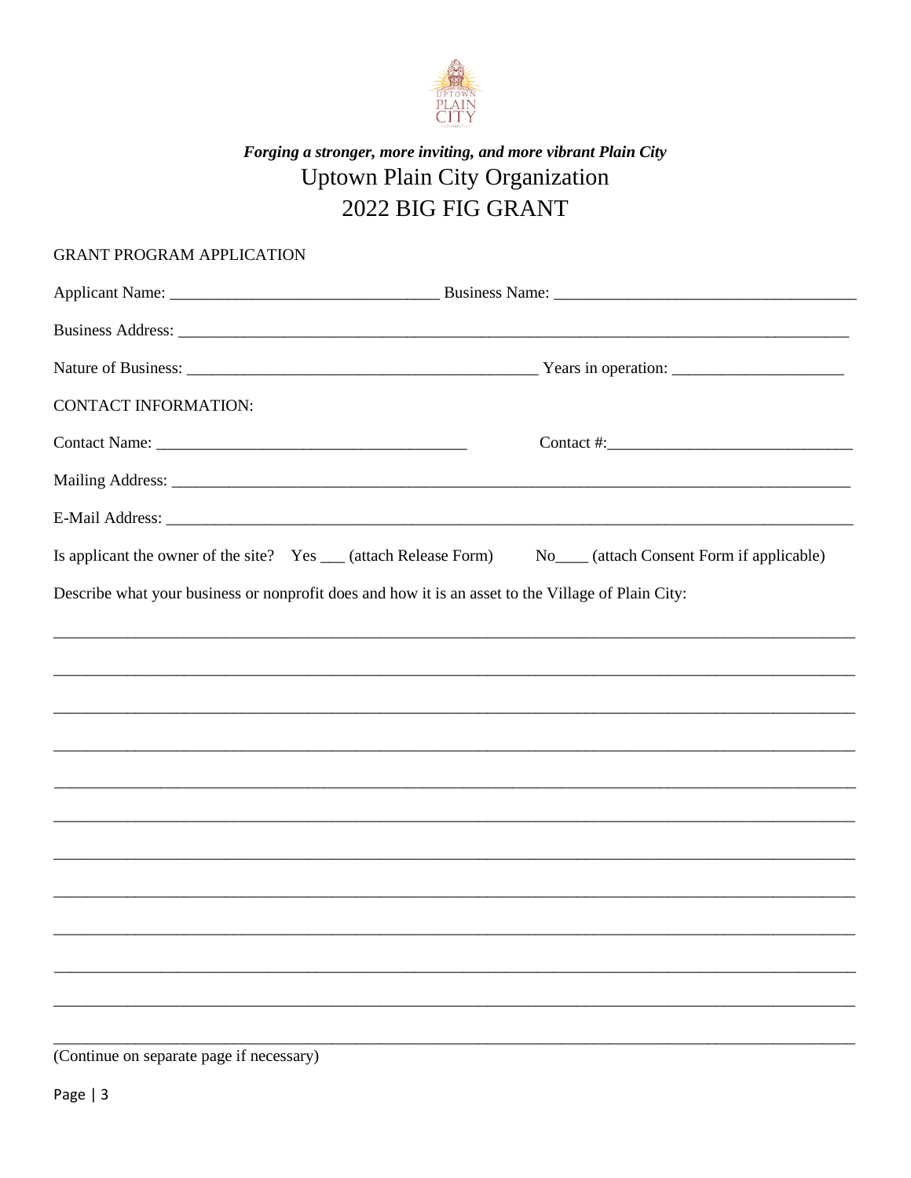*Forging a stronger, more inviting, and more vibrant Plain City*

# Uptown Plain City Organization

# 2022 BIG FIG GRANT

GRANT PROGRAM APPLICATION

Applicant Name: ________________________________ Business Name: ____________________________________

Business Address: ________________________________________________________________________________

Nature of Business: _________________________________________ Years in operation: _____________________

CONTACT INFORMATION:

Contact Name: _____________________________________ Contact #:_____________________________

Mailing Address: __________________________________________________________________________________

E-Mail Address: ___________________________________________________________________________________

Is applicant the owner of the site? Yes ___ (attach Release Form) No____ (attach Consent Form if applicable)

Describe what your business or nonprofit does and how it is an asset to the Village of Plain City:

_______________________________________________________________________________________________

_______________________________________________________________________________________________

_______________________________________________________________________________________________

_______________________________________________________________________________________________

_______________________________________________________________________________________________

_______________________________________________________________________________________________

_______________________________________________________________________________________________

_______________________________________________________________________________________________

_______________________________________________________________________________________________

_______________________________________________________________________________________________

_______________________________________________________________________________________________

_______________________________________________________________________________________________

(Continue on separate page if necessary)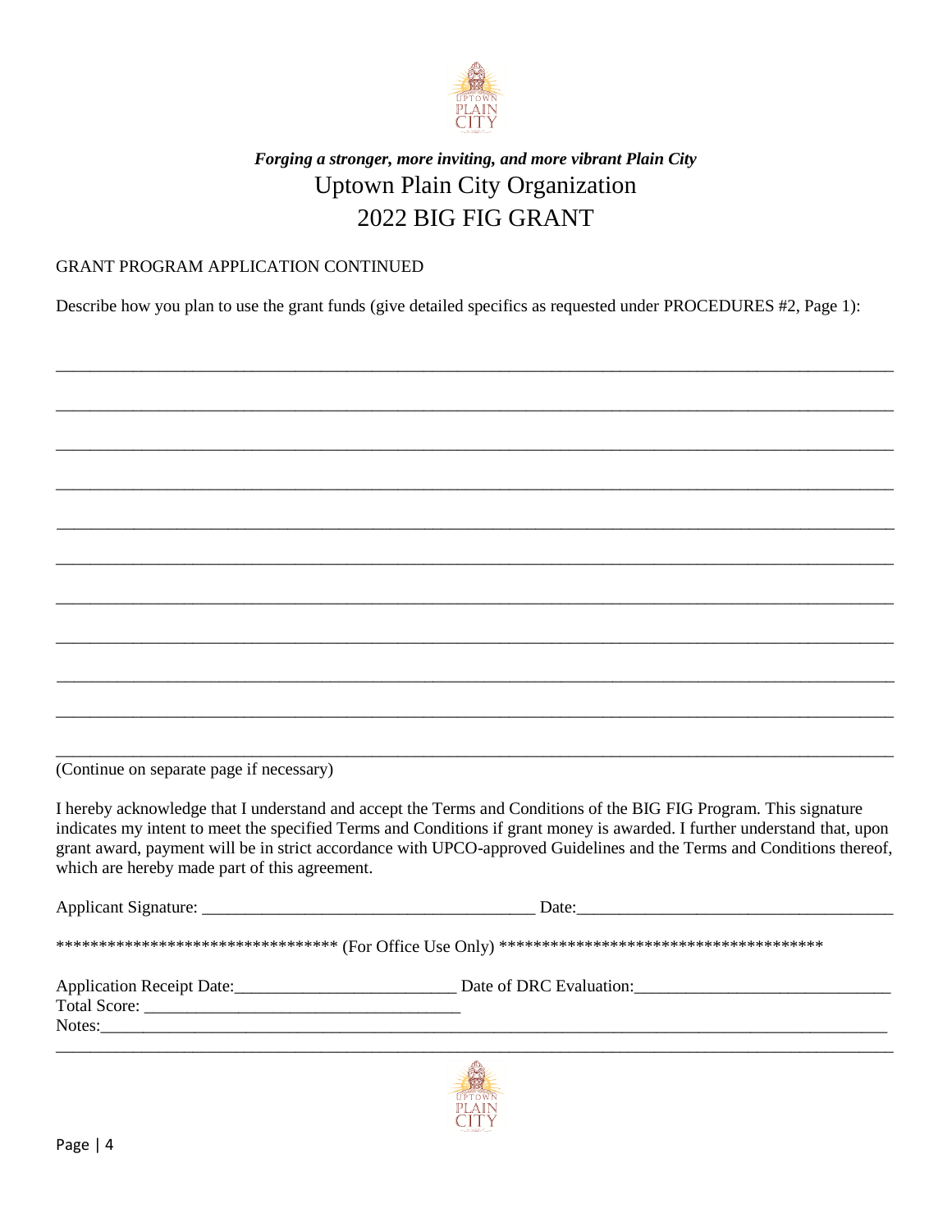***Forging a stronger, more inviting, and more vibrant Plain City***

# Uptown Plain City Organization

# 2022 BIG FIG GRANT

GRANT PROGRAM APPLICATION CONTINUED

Describe how you plan to use the grant funds (give detailed specifics as requested under PROCEDURES #2, Page 1):

_______________________________________________________________________________________________

_______________________________________________________________________________________________

_______________________________________________________________________________________________

_______________________________________________________________________________________________

_______________________________________________________________________________________________

_______________________________________________________________________________________________

_______________________________________________________________________________________________

_______________________________________________________________________________________________

_______________________________________________________________________________________________

_______________________________________________________________________________________________

_______________________________________________________________________________________________

(Continue on separate page if necessary)

I hereby acknowledge that I understand and accept the Terms and Conditions of the BIG FIG Program. This signature indicates my intent to meet the specified Terms and Conditions if grant money is awarded. I further understand that, upon grant award, payment will be in strict accordance with UPCO-approved Guidelines and the Terms and Conditions thereof, which are hereby made part of this agreement.

Applicant Signature: _______________________________________ Date:____________________________________

********************************* (For Office Use Only) **************************************

Application Receipt Date:__________________________ Date of DRC Evaluation:______________________________

Total Score: ___________________________________

Notes:_________________________________________________________________________________________

_______________________________________________________________________________________________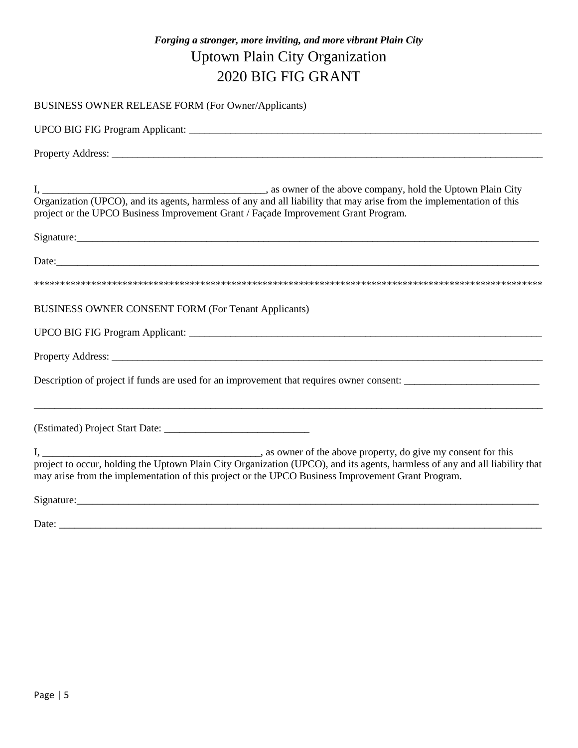***Forging a stronger, more inviting, and more vibrant Plain City***

# Uptown Plain City Organization

# 2020 BIG FIG GRANT

BUSINESS OWNER RELEASE FORM (For Owner/Applicants)

UPCO BIG FIG Program Applicant: ______________________________________________________________________

Property Address: ___________________________________________________________________________________

I, ___________________________________________, as owner of the above company, hold the Uptown Plain City Organization (UPCO), and its agents, harmless of any and all liability that may arise from the implementation of this project or the UPCO Business Improvement Grant / Façade Improvement Grant Program.

Signature:_____________________________________________________________________________________________

Date:_________________________________________________________________________________________________

****************************************************************************************************

BUSINESS OWNER CONSENT FORM (For Tenant Applicants)

UPCO BIG FIG Program Applicant: ______________________________________________________________________

Property Address: ___________________________________________________________________________________

Description of project if funds are used for an improvement that requires owner consent: __________________________

______________________________________________________________________________________________________

(Estimated) Project Start Date: ____________________________

I, ___________________________________________, as owner of the above property, do give my consent for this project to occur, holding the Uptown Plain City Organization (UPCO), and its agents, harmless of any and all liability that may arise from the implementation of this project or the UPCO Business Improvement Grant Program.

Signature:_____________________________________________________________________________________________

Date: ________________________________________________________________________________________________